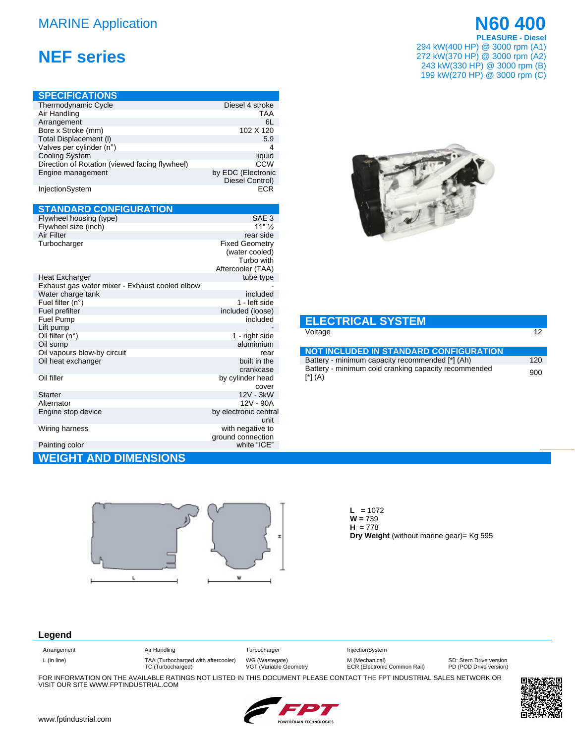# MARINE Application

# NEF series

# N60 400

**PLEASURE - Diesel**

294 kW(400 HP) @ 3000 rpm (A1)
272 kW(370 HP) @ 3000 rpm (A2)
243 kW(330 HP) @ 3000 rpm (B)
199 kW(270 HP) @ 3000 rpm (C)

## SPECIFICATIONS

| | |
|---|---|
| Thermodynamic Cycle | Diesel 4 stroke |
| Air Handling | TAA |
| Arrangement | 6L |
| Bore x Stroke (mm) | 102 X 120 |
| Total Displacement (l) | 5.9 |
| Valves per cylinder (n°) | 4 |
| Cooling System | liquid |
| Direction of Rotation (viewed facing flywheel) | CCW |
| Engine management | by EDC (Electronic Diesel Control) |
| InjectionSystem | ECR |

## STANDARD CONFIGURATION

| | |
|---|---|
| Flywheel housing (type) | SAE 3 |
| Flywheel size (inch) | 11" ½ |
| Air Filter | rear side |
| Turbocharger | Fixed Geometry (water cooled) Turbo with Aftercooler (TAA) |
| Heat Excharger | tube type |
| Exhaust gas water mixer - Exhaust cooled elbow | - |
| Water charge tank | included |
| Fuel filter (n°) | 1 - left side |
| Fuel prefilter | included (loose) |
| Fuel Pump | included |
| Lift pump | - |
| Oil filter (n°) | 1 - right side |
| Oil sump | alumimium |
| Oil vapours blow-by circuit | rear |
| Oil heat exchanger | built in the crankcase |
| Oil filler | by cylinder head cover |
| Starter | 12V - 3kW |
| Alternator | 12V - 90A |
| Engine stop device | by electronic central unit |
| Wiring harness | with negative to ground connection |
| Painting color | white “ICE” |

## ELECTRICAL SYSTEM

| | |
|---|---|
| Voltage | 12 |

## NOT INCLUDED IN STANDARD CONFIGURATION

| | |
|---|---|
| Battery - minimum capacity recommended [*] (Ah) | 120 |
| Battery - minimum cold cranking capacity recommended [*] (A) | 900 |

## WEIGHT AND DIMENSIONS

**L** = 1072
**W** = 739
**H** = 778
**Dry Weight** (without marine gear)= Kg 595

## Legend

| Arrangement | Air Handling | Turbocharger | InjectionSystem | |
|---|---|---|---|---|
| L (in line) | TAA (Turbocharged with aftercooler) TC (Turbocharged) | WG (Wastegate) VGT (Variable Geometry | M (Mechanical) ECR (Electronic Common Rail) | SD: Stern Drive version PD (POD Drive version) |

FOR INFORMATION ON THE AVAILABLE RATINGS NOT LISTED IN THIS DOCUMENT PLEASE CONTACT THE FPT INDUSTRIAL SALES NETWORK OR VISIT OUR SITE WWW.FPTINDUSTRIAL.COM

www.fptindustrial.com

FPT POWERTRAIN TECHNOLOGIES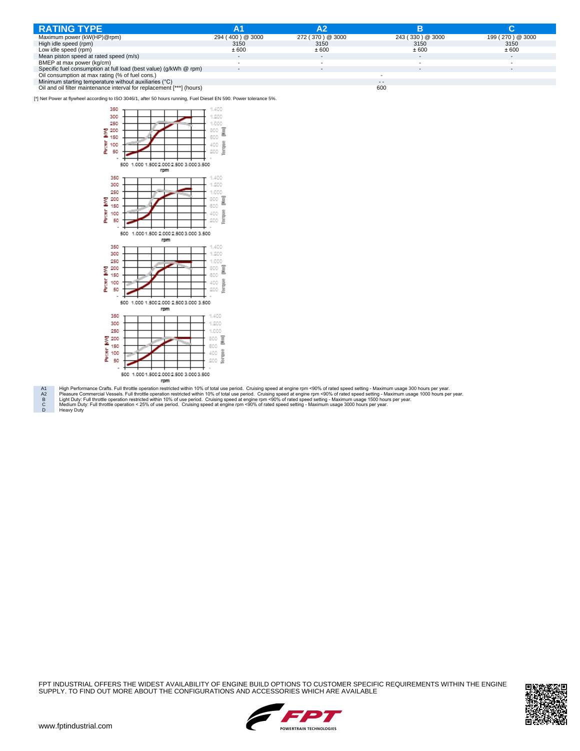| RATING TYPE | A1 | A2 | B | C |
|---|---|---|---|---|
| Maximum power (kW(HP)@rpm) | 294 ( 400 ) @ 3000 | 272 ( 370 ) @ 3000 | 243 ( 330 ) @ 3000 | 199 ( 270 ) @ 3000 |
| High idle speed (rpm) | 3150 | 3150 | 3150 | 3150 |
| Low idle speed (rpm) | ± 600 | ± 600 | ± 600 | ± 600 |
| Mean piston speed at rated speed (m/s) | - | - | - | - |
| BMEP at max power (kg/cm) | - | - | - | - |
| Specific fuel consumption at full load (best value) (g/kWh @ rpm) | - | - | - | - |
| Oil consumption at max rating (% of fuel cons.) | | | - | |
| Minimum starting temperature without auxiliaries (°C) | | | - - | |
| Oil and oil filter maintenance interval for replacement [***] (hours) | | | 600 | |

[*] Net Power at flywheel according to ISO 3046/1, after 50 hours running, Fuel Diesel EN 590. Power tolerance 5%.

Power [kW]
350
300
250
200
150
100
50
-
500 1.000 1.500 2.000 2.500 3.000 3.500
rpm
Torque [Nm]
1.400
1.200
1.000
800
600
400
200
-

Power [kW]
350
300
250
200
150
100
50
-
500 1.000 1.500 2.000 2.500 3.000 3.500
rpm
Torque [Nm]
1.400
1.200
1.000
800
600
400
200
-

Power [kW]
350
300
250
200
150
100
50
-
500 1.000 1.500 2.000 2.500 3.000 3.500
rpm
Torque [Nm]
1.400
1.200
1.000
800
600
400
200
-

Power [kW]
350
300
250
200
150
100
50
-
500 1.000 1.500 2.000 2.500 3.000 3.500
rpm
Torque [Nm]
1.400
1.200
1.000
800
600
400
200
-

| | |
|---|---|
| A1 | High Performance Crafts. Full throttle operation restricted within 10% of total use period. Cruising speed at engine rpm <90% of rated speed setting - Maximum usage 300 hours per year. |
| A2 | Pleasure Commercial Vessels. Full throttle operation restricted within 10% of total use period. Cruising speed at engine rpm <90% of rated speed setting - Maximum usage 1000 hours per year. |
| B | Light Duty: Full throttle operation restricted within 10% of use period. Cruising speed at engine rpm <90% of rated speed setting - Maximum usage 1500 hours per year. |
| C | Medium Duty: Full throttle operation < 25% of use period. Cruising speed at engine rpm <90% of rated speed setting - Maximum usage 3000 hours per year. |
| D | Heavy Duty |

FPT INDUSTRIAL OFFERS THE WIDEST AVAILABILITY OF ENGINE BUILD OPTIONS TO CUSTOMER SPECIFIC REQUIREMENTS WITHIN THE ENGINE SUPPLY. TO FIND OUT MORE ABOUT THE CONFIGURATIONS AND ACCESSORIES WHICH ARE AVAILABLE

www.fptindustrial.com

FPT POWERTRAIN TECHNOLOGIES